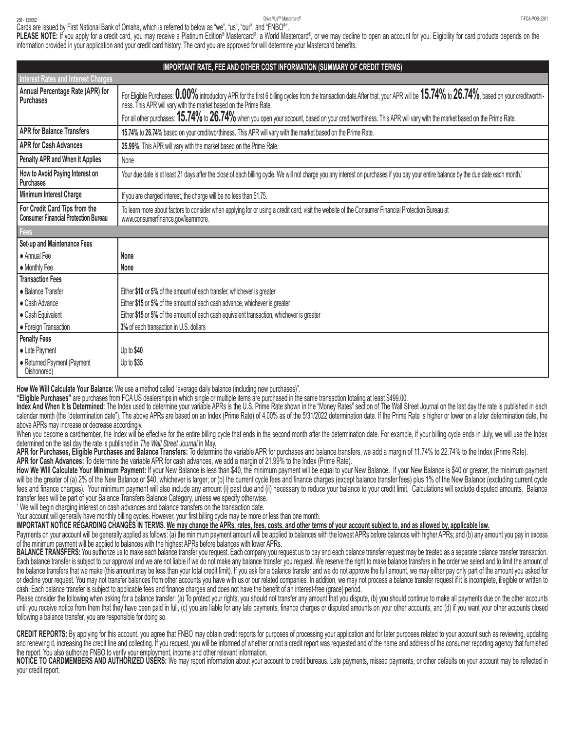Cards are issued by First National Bank of Omaha, which is referred to below as "we", "us", "our", and "FNBO®".

**PLEASE NOTE:** If you apply for a credit card, you may receive a Platinum Edition® Mastercard®, a World Mastercard®, or we may decline to open an account for you. Eligibility for card products depends on the information provided in your application and your credit card history. The card you are approved for will determine your Mastercard benefits.

| IMPORTANT RATE, FEE AND OTHER COST INFORMATION (SUMMARY OF CREDIT TERMS) | |
|---|---|
| **Interest Rates and Interest Charges** | |
| **Annual Percentage Rate (APR) for Purchases** | For Eligible Purchases: **0.00%** introductory APR for the first 6 billing cycles from the transaction date. After that, your APR will be **15.74%** to **26.74%**, based on your creditworthiness. This APR will vary with the market based on the Prime Rate.<br>For all other purchases: **15.74%** to **26.74%** when you open your account, based on your creditworthiness. This APR will vary with the market based on the Prime Rate. |
| **APR for Balance Transfers** | **15.74%** to **26.74%** based on your creditworthiness. This APR will vary with the market based on the Prime Rate. |
| **APR for Cash Advances** | **25.99%**. This APR will vary with the market based on the Prime Rate. |
| **Penalty APR and When it Applies** | None |
| **How to Avoid Paying Interest on Purchases** | Your due date is at least 21 days after the close of each billing cycle. We will not charge you any interest on purchases if you pay your entire balance by the due date each month.[1] |
| **Minimum Interest Charge** | If you are charged interest, the charge will be no less than $1.75. |
| **For Credit Card Tips from the Consumer Financial Protection Bureau** | To learn more about factors to consider when applying for or using a credit card, visit the website of the Consumer Financial Protection Bureau at www.consumerfinance.gov/learnmore. |
| **Fees** | |
| **Set-up and Maintenance Fees** | |
| • Annual Fee | **None** |
| • Monthly Fee | **None** |
| **Transaction Fees** | |
| • Balance Transfer | Either **$10** or **5%** of the amount of each transfer, whichever is greater |
| • Cash Advance | Either **$15** or **5%** of the amount of each cash advance, whichever is greater |
| • Cash Equivalent | Either **$15** or **5%** of the amount of each cash equivalent transaction, whichever is greater |
| • Foreign Transaction | **3%** of each transaction in U.S. dollars |
| **Penalty Fees** | |
| • Late Payment | Up to **$40** |
| • Returned Payment (Payment Dishonored) | Up to **$35** |

**How We Will Calculate Your Balance:** We use a method called "average daily balance (including new purchases)".

**"Eligible Purchases"** are purchases from FCA US dealerships in which single or multiple items are purchased in the same transaction totaling at least $499.00.

**Index And When It Is Determined:** The Index used to determine your variable APRs is the U.S. Prime Rate shown in the "Money Rates" section of The Wall Street Journal on the last day the rate is published in each calendar month (the "determination date"). The above APRs are based on an Index (Prime Rate) of 4.00% as of the 5/31/2022 determination date. If the Prime Rate is higher or lower on a later determination date, the above APRs may increase or decrease accordingly.

When you become a cardmember, the Index will be effective for the entire billing cycle that ends in the second month after the determination date. For example, if your billing cycle ends in July, we will use the Index determined on the last day the rate is published in *The Wall Street Journal* in May.

**APR for Purchases, Eligible Purchases and Balance Transfers:** To determine the variable APR for purchases and balance transfers, we add a margin of 11.74% to 22.74% to the Index (Prime Rate).

**APR for Cash Advances:** To determine the variable APR for cash advances, we add a margin of 21.99% to the Index (Prime Rate).

**How We Will Calculate Your Minimum Payment:** If your New Balance is less than $40, the minimum payment will be equal to your New Balance. If your New Balance is $40 or greater, the minimum payment will be the greater of (a) 2% of the New Balance or $40, whichever is larger; or (b) the current cycle fees and finance charges (except balance transfer fees) plus 1% of the New Balance (excluding current cycle fees and finance charges). Your minimum payment will also include any amount (i) past due and (ii) necessary to reduce your balance to your credit limit. Calculations will exclude disputed amounts. Balance transfer fees will be part of your Balance Transfers Balance Category, unless we specify otherwise.

[1] We will begin charging interest on cash advances and balance transfers on the transaction date.

Your account will generally have monthly billing cycles. However, your first billing cycle may be more or less than one month.

**IMPORTANT NOTICE REGARDING CHANGES IN TERMS**. **We may change the APRs, rates, fees, costs, and other terms of your account subject to, and as allowed by, applicable law.**

Payments on your account will be generally applied as follows: (a) the minimum payment amount will be applied to balances with the lowest APRs before balances with higher APRs; and (b) any amount you pay in excess of the minimum payment will be applied to balances with the highest APRs before balances with lower APRs.

**BALANCE TRANSFERS:** You authorize us to make each balance transfer you request. Each company you request us to pay and each balance transfer request may be treated as a separate balance transfer transaction. Each balance transfer is subject to our approval and we are not liable if we do not make any balance transfer you request. We reserve the right to make balance transfers in the order we select and to limit the amount of the balance transfers that we make (this amount may be less than your total credit limit). If you ask for a balance transfer and we do not approve the full amount, we may either pay only part of the amount you asked for or decline your request. You may not transfer balances from other accounts you have with us or our related companies. In addition, we may not process a balance transfer request if it is incomplete, illegible or written to cash. Each balance transfer is subject to applicable fees and finance charges and does not have the benefit of an interest-free (grace) period.

Please consider the following when asking for a balance transfer: (a) To protect your rights, you should not transfer any amount that you dispute, (b) you should continue to make all payments due on the other accounts until you receive notice from them that they have been paid in full, (c) you are liable for any late payments, finance charges or disputed amounts on your other accounts, and (d) if you want your other accounts closed following a balance transfer, you are responsible for doing so.

**CREDIT REPORTS:** By applying for this account, you agree that FNBO may obtain credit reports for purposes of processing your application and for later purposes related to your account such as reviewing, updating and renewing it, increasing the credit line and collecting. If you request, you will be informed of whether or not a credit report was requested and of the name and address of the consumer reporting agency that furnished the report. You also authorize FNBO to verify your employment, income and other relevant information.

**NOTICE TO CARDMEMBERS AND AUTHORIZED USERS:** We may report information about your account to credit bureaus. Late payments, missed payments, or other defaults on your account may be reflected in your credit report.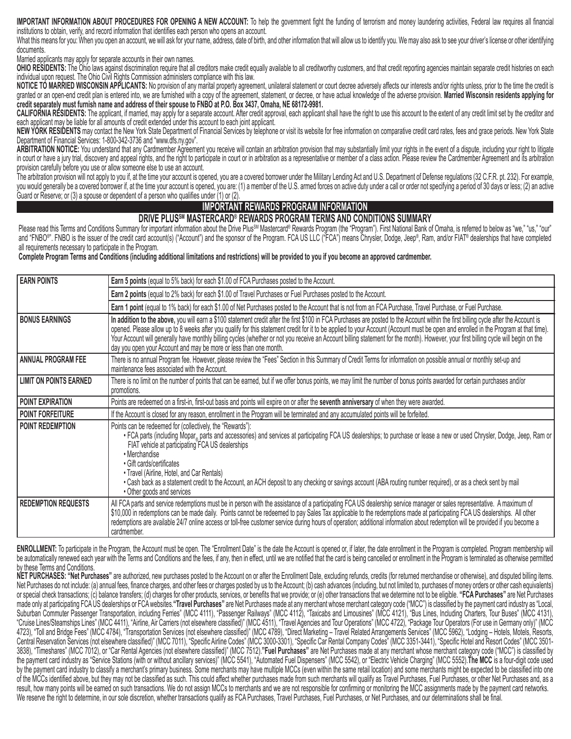**IMPORTANT INFORMATION ABOUT PROCEDURES FOR OPENING A NEW ACCOUNT:** To help the government fight the funding of terrorism and money laundering activities, Federal law requires all financial institutions to obtain, verify, and record information that identifies each person who opens an account.

What this means for you: When you open an account, we will ask for your name, address, date of birth, and other information that will allow us to identify you. We may also ask to see your driver's license or other identifying documents.

Married applicants may apply for separate accounts in their own names.

**OHIO RESIDENTS:** The Ohio laws against discrimination require that all creditors make credit equally available to all creditworthy customers, and that credit reporting agencies maintain separate credit histories on each individual upon request. The Ohio Civil Rights Commission administers compliance with this law.

**NOTICE TO MARRIED WISCONSIN APPLICANTS:** No provision of any marital property agreement, unilateral statement or court decree adversely affects our interests and/or rights unless, prior to the time the credit is granted or an open-end credit plan is entered into, we are furnished with a copy of the agreement, statement, or decree, or have actual knowledge of the adverse provision. **Married Wisconsin residents applying for credit separately must furnish name and address of their spouse to FNBO at P.O. Box 3437, Omaha, NE 68172-9981.**

**CALIFORNIA RESIDENTS:** The applicant, if married, may apply for a separate account. After credit approval, each applicant shall have the right to use this account to the extent of any credit limit set by the creditor and each applicant may be liable for all amounts of credit extended under this account to each joint applicant.

**NEW YORK RESIDENTS** may contact the New York State Department of Financial Services by telephone or visit its website for free information on comparative credit card rates, fees and grace periods. New York State Department of Financial Services: 1-800-342-3736 and "www.dfs.ny.gov".

**ARBITRATION NOTICE:** You understand that any Cardmember Agreement you receive will contain an arbitration provision that may substantially limit your rights in the event of a dispute, including your right to litigate in court or have a jury trial, discovery and appeal rights, and the right to participate in court or in arbitration as a representative or member of a class action. Please review the Cardmember Agreement and its arbitration provision carefully before you use or allow someone else to use an account.

The arbitration provision will not apply to you if, at the time your account is opened, you are a covered borrower under the Military Lending Act and U.S. Department of Defense regulations (32 C.F.R. pt. 232). For example, you would generally be a covered borrower if, at the time your account is opened, you are: (1) a member of the U.S. armed forces on active duty under a call or order not specifying a period of 30 days or less; (2) an active Guard or Reserve; or (3) a spouse or dependent of a person who qualifies under (1) or (2).

## IMPORTANT REWARDS PROGRAM INFORMATION

### DRIVE PLUS℠ MASTERCARD® REWARDS PROGRAM TERMS AND CONDITIONS SUMMARY

Please read this Terms and Conditions Summary for important information about the Drive Plus℠ Mastercard® Rewards Program (the "Program"). First National Bank of Omaha, is referred to below as "we," "us," "our" and "FNBO®". FNBO is the issuer of the credit card account(s) ("Account") and the sponsor of the Program. FCA US LLC ("FCA") means Chrysler, Dodge, Jeep®, Ram, and/or FIAT® dealerships that have completed all requirements necessary to participate in the Program.

**Complete Program Terms and Conditions (including additional limitations and restrictions) will be provided to you if you become an approved cardmember.**

| | |
|---|---|
| **EARN POINTS** | **Earn 5 points** (equal to 5% back) for each $1.00 of FCA Purchases posted to the Account. |
| | **Earn 2 points** (equal to 2% back) for each $1.00 of Travel Purchases or Fuel Purchases posted to the Account. |
| | **Earn 1 point** (equal to 1% back) for each $1.00 of Net Purchases posted to the Account that is not from an FCA Purchase, Travel Purchase, or Fuel Purchase. |
| **BONUS EARNINGS** | **In addition to the above,** you will earn a $100 statement credit after the first $100 in FCA Purchases are posted to the Account within the first billing cycle after the Account is opened. Please allow up to 8 weeks after you qualify for this statement credit for it to be applied to your Account (Account must be open and enrolled in the Program at that time). Your Account will generally have monthly billing cycles (whether or not you receive an Account billing statement for the month). However, your first billing cycle will begin on the day you open your Account and may be more or less than one month. |
| **ANNUAL PROGRAM FEE** | There is no annual Program fee. However, please review the "Fees" Section in this Summary of Credit Terms for information on possible annual or monthly set-up and maintenance fees associated with the Account. |
| **LIMIT ON POINTS EARNED** | There is no limit on the number of points that can be earned, but if we offer bonus points, we may limit the number of bonus points awarded for certain purchases and/or promotions. |
| **POINT EXPIRATION** | Points are redeemed on a first-in, first-out basis and points will expire on or after the **seventh anniversary** of when they were awarded. |
| **POINT FORFEITURE** | If the Account is closed for any reason, enrollment in the Program will be terminated and any accumulated points will be forfeited. |
| **POINT REDEMPTION** | Points can be redeemed for (collectively, the "Rewards"):<br>• FCA parts (including Mopar® parts and accessories) and services at participating FCA US dealerships; to purchase or lease a new or used Chrysler, Dodge, Jeep, Ram or FIAT vehicle at participating FCA US dealerships<br>• Merchandise<br>• Gift cards/certificates<br>• Travel (Airline, Hotel, and Car Rentals)<br>• Cash back as a statement credit to the Account, an ACH deposit to any checking or savings account (ABA routing number required), or as a check sent by mail<br>• Other goods and services |
| **REDEMPTION REQUESTS** | All FCA parts and service redemptions must be in person with the assistance of a participating FCA US dealership service manager or sales representative. A maximum of $10,000 in redemptions can be made daily. Points cannot be redeemed to pay Sales Tax applicable to the redemptions made at participating FCA US dealerships. All other redemptions are available 24/7 online access or toll-free customer service during hours of operation; additional information about redemption will be provided if you become a cardmember. |

**ENROLLMENT:** To participate in the Program, the Account must be open. The "Enrollment Date" is the date the Account is opened or, if later, the date enrollment in the Program is completed. Program membership will be automatically renewed each year with the Terms and Conditions and the fees, if any, then in effect, until we are notified that the card is being cancelled or enrollment in the Program is terminated as otherwise permitted by these Terms and Conditions.

**NET PURCHASES: "Net Purchases"** are authorized, new purchases posted to the Account on or after the Enrollment Date, excluding refunds, credits (for returned merchandise or otherwise), and disputed billing items. Net Purchases do not include: (a) annual fees, finance charges, and other fees or charges posted by us to the Account; (b) cash advances (including, but not limited to, purchases of money orders or other cash equivalents) or special check transactions; (c) balance transfers; (d) charges for other products, services, or benefits that we provide; or (e) other transactions that we determine not to be eligible. **"FCA Purchases"** are Net Purchases made only at participating FCA US dealerships or FCA websites.**"Travel Purchases"** are Net Purchases made at any merchant whose merchant category code ("MCC") is classified by the payment card industry as "Local, Suburban Commuter Passenger Transportation, including Ferries" (MCC 4111), "Passenger Railways" (MCC 4112), "Taxicabs and Limousines" (MCC 4121), "Bus Lines, Including Charters, Tour Buses" (MCC 4131), "Cruise Lines/Steamships Lines" (MCC 4411), "Airline, Air Carriers (not elsewhere classified)" (MCC 4511), "Travel Agencies and Tour Operations" (MCC 4722), "Package Tour Operators (For use in Germany only)" (MCC 4723), "Toll and Bridge Fees" (MCC 4784), "Transportation Services (not elsewhere classified)" (MCC 4789), "Direct Marketing – Travel Related Arrangements Services" (MCC 5962), "Lodging – Hotels, Motels, Resorts, Central Reservation Services (not elsewhere classified)" (MCC 7011), "Specific Airline Codes" (MCC 3000-3301), "Specific Car Rental Company Codes" (MCC 3351-3441), "Specific Hotel and Resort Codes" (MCC 3501-3838), "Timeshares" (MCC 7012), or "Car Rental Agencies (not elsewhere classified)" (MCC 7512).**"Fuel Purchases"** are Net Purchases made at any merchant whose merchant category code ("MCC") is classified by the payment card industry as "Service Stations (with or without ancillary services)" (MCC 5541), "Automated Fuel Dispensers" (MCC 5542), or "Electric Vehicle Charging" (MCC 5552).**The MCC** is a four-digit code used by the payment card industry to classify a merchant's primary business. Some merchants may have multiple MCCs (even within the same retail location) and some merchants might be expected to be classified into one of the MCCs identified above, but they may not be classified as such. This could affect whether purchases made from such merchants will qualify as Travel Purchases, Fuel Purchases, or other Net Purchases and, as a result, how many points will be earned on such transactions. We do not assign MCCs to merchants and we are not responsible for confirming or monitoring the MCC assignments made by the payment card networks. We reserve the right to determine, in our sole discretion, whether transactions qualify as FCA Purchases, Travel Purchases, Fuel Purchases, or Net Purchases, and our determinations shall be final.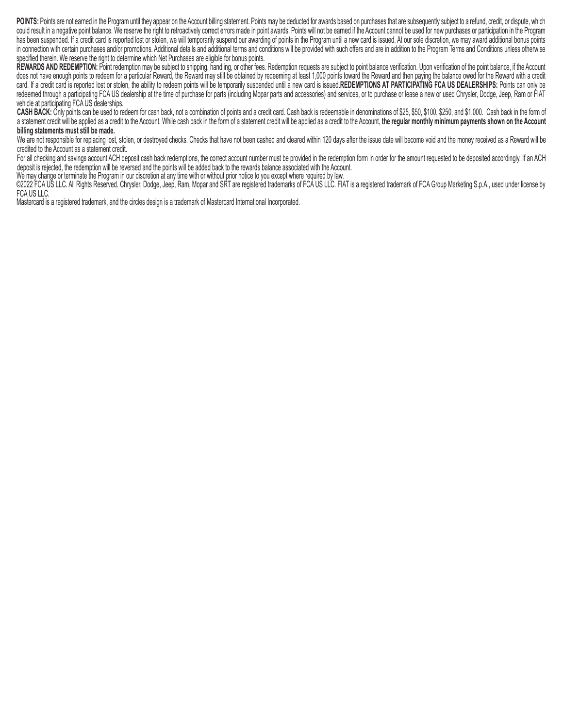**POINTS:** Points are not earned in the Program until they appear on the Account billing statement. Points may be deducted for awards based on purchases that are subsequently subject to a refund, credit, or dispute, which could result in a negative point balance. We reserve the right to retroactively correct errors made in point awards. Points will not be earned if the Account cannot be used for new purchases or participation in the Program has been suspended. If a credit card is reported lost or stolen, we will temporarily suspend our awarding of points in the Program until a new card is issued. At our sole discretion, we may award additional bonus points in connection with certain purchases and/or promotions. Additional details and additional terms and conditions will be provided with such offers and are in addition to the Program Terms and Conditions unless otherwise specified therein. We reserve the right to determine which Net Purchases are eligible for bonus points.

**REWARDS AND REDEMPTION:** Point redemption may be subject to shipping, handling, or other fees. Redemption requests are subject to point balance verification. Upon verification of the point balance, if the Account does not have enough points to redeem for a particular Reward, the Reward may still be obtained by redeeming at least 1,000 points toward the Reward and then paying the balance owed for the Reward with a credit card. If a credit card is reported lost or stolen, the ability to redeem points will be temporarily suspended until a new card is issued.**REDEMPTIONS AT PARTICIPATING FCA US DEALERSHIPS:** Points can only be redeemed through a participating FCA US dealership at the time of purchase for parts (including Mopar parts and accessories) and services, or to purchase or lease a new or used Chrysler, Dodge, Jeep, Ram or FIAT vehicle at participating FCA US dealerships.

**CASH BACK:** Only points can be used to redeem for cash back, not a combination of points and a credit card. Cash back is redeemable in denominations of $25, $50, $100, $250, and $1,000. Cash back in the form of a statement credit will be applied as a credit to the Account. While cash back in the form of a statement credit will be applied as a credit to the Account, **the regular monthly minimum payments shown on the Account billing statements must still be made.**

We are not responsible for replacing lost, stolen, or destroyed checks. Checks that have not been cashed and cleared within 120 days after the issue date will become void and the money received as a Reward will be credited to the Account as a statement credit.

For all checking and savings account ACH deposit cash back redemptions, the correct account number must be provided in the redemption form in order for the amount requested to be deposited accordingly. If an ACH deposit is rejected, the redemption will be reversed and the points will be added back to the rewards balance associated with the Account.

We may change or terminate the Program in our discretion at any time with or without prior notice to you except where required by law.

©2022 FCA US LLC. All Rights Reserved. Chrysler, Dodge, Jeep, Ram, Mopar and SRT are registered trademarks of FCA US LLC. FIAT is a registered trademark of FCA Group Marketing S.p.A., used under license by FCA US LLC.

Mastercard is a registered trademark, and the circles design is a trademark of Mastercard International Incorporated.